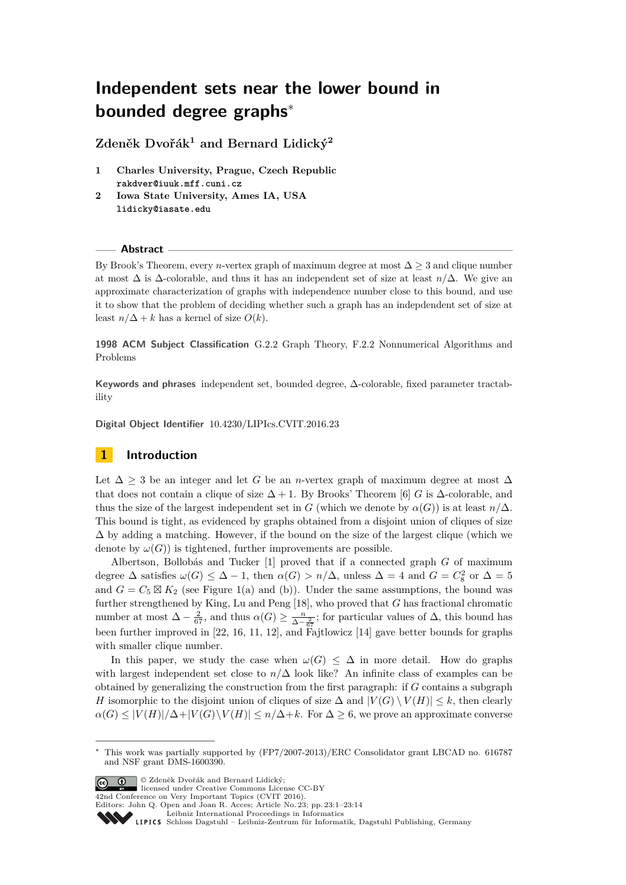# Independent sets near the lower bound in bounded degree graphs*

**Zdeněk Dvořák[1] and Bernard Lidický[2]**

1 **Charles University, Prague, Czech Republic**
rakdver@iuuk.mff.cuni.cz

2 **Iowa State University, Ames IA, USA**
lidicky@iasate.edu

## Abstract

By Brook's Theorem, every $n$-vertex graph of maximum degree at most $\Delta \geq 3$ and clique number at most $\Delta$ is $\Delta$-colorable, and thus it has an independent set of size at least $n/\Delta$. We give an approximate characterization of graphs with independence number close to this bound, and use it to show that the problem of deciding whether such a graph has an indepdendent set of size at least $n/\Delta + k$ has a kernel of size $O(k)$.

**1998 ACM Subject Classification** G.2.2 Graph Theory, F.2.2 Nonnumerical Algorithms and Problems

**Keywords and phrases** independent set, bounded degree, $\Delta$-colorable, fixed parameter tractability

**Digital Object Identifier** 10.4230/LIPIcs.CVIT.2016.23

## 1 Introduction

Let $\Delta \geq 3$ be an integer and let $G$ be an $n$-vertex graph of maximum degree at most $\Delta$ that does not contain a clique of size $\Delta + 1$. By Brooks' Theorem [6] $G$ is $\Delta$-colorable, and thus the size of the largest independent set in $G$ (which we denote by $\alpha(G)$) is at least $n/\Delta$. This bound is tight, as evidenced by graphs obtained from a disjoint union of cliques of size $\Delta$ by adding a matching. However, if the bound on the size of the largest clique (which we denote by $\omega(G)$) is tightened, further improvements are possible.

Albertson, Bollobás and Tucker [1] proved that if a connected graph $G$ of maximum degree $\Delta$ satisfies $\omega(G) \leq \Delta - 1$, then $\alpha(G) > n/\Delta$, unless $\Delta = 4$ and $G = C_8^2$ or $\Delta = 5$ and $G = C_5 \boxtimes K_2$ (see Figure 1(a) and (b)). Under the same assumptions, the bound was further strengthened by King, Lu and Peng [18], who proved that $G$ has fractional chromatic number at most $\Delta - \frac{2}{67}$, and thus $\alpha(G) \geq \frac{n}{\Delta - \frac{2}{67}}$; for particular values of $\Delta$, this bound has been further improved in [22, 16, 11, 12], and Fajtlowicz [14] gave better bounds for graphs with smaller clique number.

In this paper, we study the case when $\omega(G) \leq \Delta$ in more detail. How do graphs with largest independent set close to $n/\Delta$ look like? An infinite class of examples can be obtained by generalizing the construction from the first paragraph: if $G$ contains a subgraph $H$ isomorphic to the disjoint union of cliques of size $\Delta$ and $|V(G) \setminus V(H)| \leq k$, then clearly $\alpha(G) \leq |V(H)|/\Delta + |V(G) \setminus V(H)| \leq n/\Delta + k$. For $\Delta \geq 6$, we prove an approximate converse

* This work was partially supported by (FP7/2007-2013)/ERC Consolidator grant LBCAD no. 616787 and NSF grant DMS-1600390.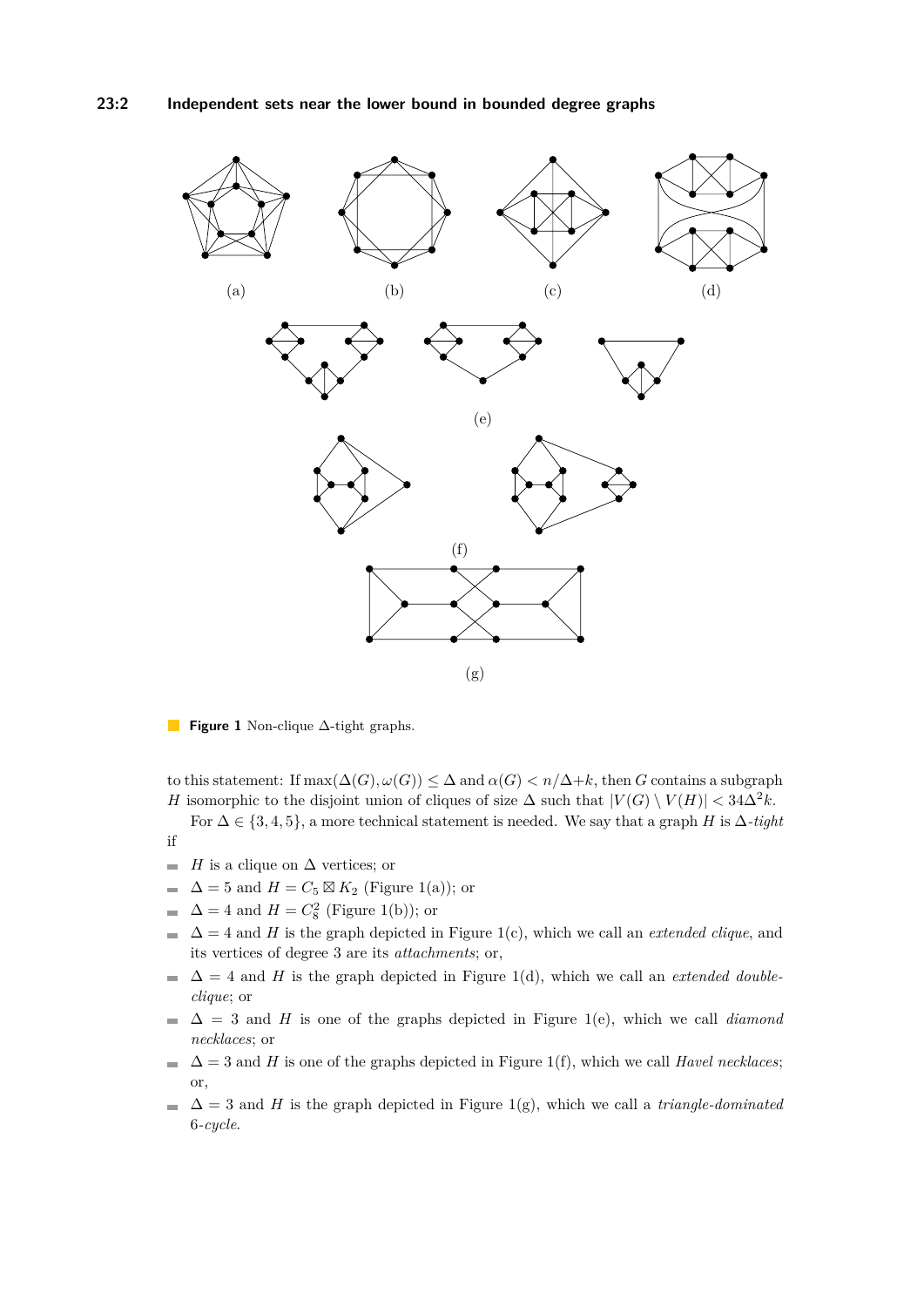(a) (b) (c) (d)

(e)

(f)

(g)

**Figure 1** Non-clique $\Delta$-tight graphs.

to this statement: If $\max(\Delta(G), \omega(G)) \leq \Delta$ and $\alpha(G) < n/\Delta + k$, then $G$ contains a subgraph $H$ isomorphic to the disjoint union of cliques of size $\Delta$ such that $|V(G) \setminus V(H)| < 34\Delta^2 k$.

For $\Delta \in \{3, 4, 5\}$, a more technical statement is needed. We say that a graph $H$ is $\Delta$-*tight* if

- $H$ is a clique on $\Delta$ vertices; or
- $\Delta = 5$ and $H = C_5 \boxtimes K_2$ (Figure 1(a)); or
- $\Delta = 4$ and $H = C_8^2$ (Figure 1(b)); or
- $\Delta = 4$ and $H$ is the graph depicted in Figure 1(c), which we call an *extended clique*, and its vertices of degree 3 are its *attachments*; or,
- $\Delta = 4$ and $H$ is the graph depicted in Figure 1(d), which we call an *extended double-clique*; or
- $\Delta = 3$ and $H$ is one of the graphs depicted in Figure 1(e), which we call *diamond necklaces*; or
- $\Delta = 3$ and $H$ is one of the graphs depicted in Figure 1(f), which we call *Havel necklaces*; or,
- $\Delta = 3$ and $H$ is the graph depicted in Figure 1(g), which we call a *triangle-dominated* 6-*cycle*.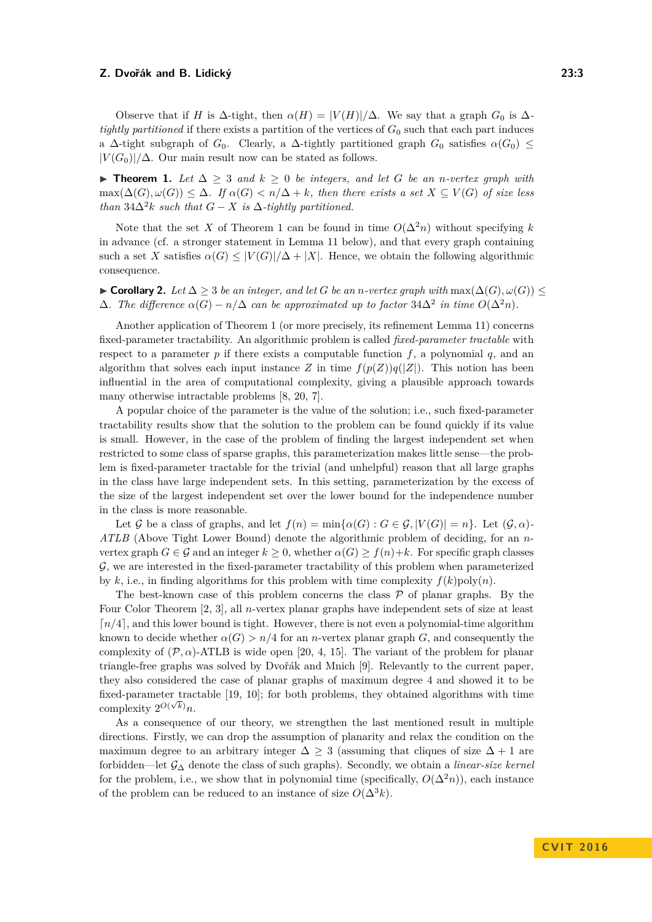Observe that if $H$ is $\Delta$-tight, then $\alpha(H) = |V(H)|/\Delta$. We say that a graph $G_0$ is *$\Delta$-tightly partitioned* if there exists a partition of the vertices of $G_0$ such that each part induces a $\Delta$-tight subgraph of $G_0$. Clearly, a $\Delta$-tightly partitioned graph $G_0$ satisfies $\alpha(G_0) \le |V(G_0)|/\Delta$. Our main result now can be stated as follows.

▶ **Theorem 1.** *Let $\Delta \ge 3$ and $k \ge 0$ be integers, and let $G$ be an $n$-vertex graph with $\max(\Delta(G), \omega(G)) \le \Delta$. If $\alpha(G) < n/\Delta + k$, then there exists a set $X \subseteq V(G)$ of size less than $34\Delta^2 k$ such that $G - X$ is $\Delta$-tightly partitioned.*

Note that the set $X$ of Theorem 1 can be found in time $O(\Delta^2 n)$ without specifying $k$ in advance (cf. a stronger statement in Lemma 11 below), and that every graph containing such a set $X$ satisfies $\alpha(G) \le |V(G)|/\Delta + |X|$. Hence, we obtain the following algorithmic consequence.

▶ **Corollary 2.** *Let $\Delta \ge 3$ be an integer, and let $G$ be an $n$-vertex graph with $\max(\Delta(G), \omega(G)) \le \Delta$. The difference $\alpha(G) - n/\Delta$ can be approximated up to factor $34\Delta^2$ in time $O(\Delta^2 n)$.*

Another application of Theorem 1 (or more precisely, its refinement Lemma 11) concerns fixed-parameter tractability. An algorithmic problem is called *fixed-parameter tractable* with respect to a parameter $p$ if there exists a computable function $f$, a polynomial $q$, and an algorithm that solves each input instance $Z$ in time $f(p(Z))q(|Z|)$. This notion has been influential in the area of computational complexity, giving a plausible approach towards many otherwise intractable problems [8, 20, 7].

A popular choice of the parameter is the value of the solution; i.e., such fixed-parameter tractability results show that the solution to the problem can be found quickly if its value is small. However, in the case of the problem of finding the largest independent set when restricted to some class of sparse graphs, this parameterization makes little sense—the problem is fixed-parameter tractable for the trivial (and unhelpful) reason that all large graphs in the class have large independent sets. In this setting, parameterization by the excess of the size of the largest independent set over the lower bound for the independence number in the class is more reasonable.

Let $\mathcal{G}$ be a class of graphs, and let $f(n) = \min\{\alpha(G) : G \in \mathcal{G}, |V(G)| = n\}$. Let $(\mathcal{G}, \alpha)$-*ATLB* (Above Tight Lower Bound) denote the algorithmic problem of deciding, for an $n$-vertex graph $G \in \mathcal{G}$ and an integer $k \ge 0$, whether $\alpha(G) \ge f(n)+k$. For specific graph classes $\mathcal{G}$, we are interested in the fixed-parameter tractability of this problem when parameterized by $k$, i.e., in finding algorithms for this problem with time complexity $f(k)\text{poly}(n)$.

The best-known case of this problem concerns the class $\mathcal{P}$ of planar graphs. By the Four Color Theorem [2, 3], all $n$-vertex planar graphs have independent sets of size at least $\lceil n/4 \rceil$, and this lower bound is tight. However, there is not even a polynomial-time algorithm known to decide whether $\alpha(G) > n/4$ for an $n$-vertex planar graph $G$, and consequently the complexity of $(\mathcal{P}, \alpha)$-ATLB is wide open [20, 4, 15]. The variant of the problem for planar triangle-free graphs was solved by Dvořák and Mnich [9]. Relevantly to the current paper, they also considered the case of planar graphs of maximum degree 4 and showed it to be fixed-parameter tractable [19, 10]; for both problems, they obtained algorithms with time complexity $2^{O(\sqrt{k})}n$.

As a consequence of our theory, we strengthen the last mentioned result in multiple directions. Firstly, we can drop the assumption of planarity and relax the condition on the maximum degree to an arbitrary integer $\Delta \ge 3$ (assuming that cliques of size $\Delta + 1$ are forbidden—let $\mathcal{G}_\Delta$ denote the class of such graphs). Secondly, we obtain a *linear-size kernel* for the problem, i.e., we show that in polynomial time (specifically, $O(\Delta^2 n)$), each instance of the problem can be reduced to an instance of size $O(\Delta^3 k)$.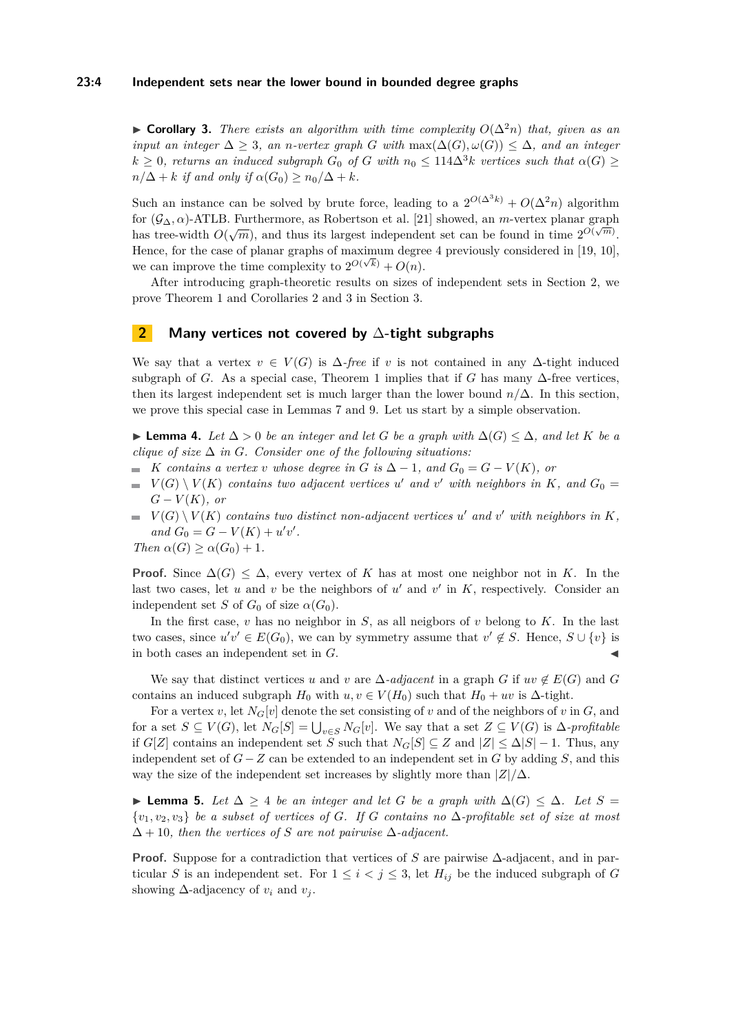▶ **Corollary 3.** *There exists an algorithm with time complexity $O(\Delta^2 n)$ that, given as an input an integer $\Delta \geq 3$, an $n$-vertex graph $G$ with $\max(\Delta(G), \omega(G)) \leq \Delta$, and an integer $k \geq 0$, returns an induced subgraph $G_0$ of $G$ with $n_0 \leq 114\Delta^3 k$ vertices such that $\alpha(G) \geq n/\Delta + k$ if and only if $\alpha(G_0) \geq n_0/\Delta + k$.*

Such an instance can be solved by brute force, leading to a $2^{O(\Delta^3 k)} + O(\Delta^2 n)$ algorithm for $(\mathcal{G}_\Delta, \alpha)$-ATLB. Furthermore, as Robertson et al. [21] showed, an $m$-vertex planar graph has tree-width $O(\sqrt{m})$, and thus its largest independent set can be found in time $2^{O(\sqrt{m})}$. Hence, for the case of planar graphs of maximum degree 4 previously considered in [19, 10], we can improve the time complexity to $2^{O(\sqrt{k})} + O(n)$.

After introducing graph-theoretic results on sizes of independent sets in Section 2, we prove Theorem 1 and Corollaries 2 and 3 in Section 3.

## 2 Many vertices not covered by $\Delta$-tight subgraphs

We say that a vertex $v \in V(G)$ is *$\Delta$-free* if $v$ is not contained in any $\Delta$-tight induced subgraph of $G$. As a special case, Theorem 1 implies that if $G$ has many $\Delta$-free vertices, then its largest independent set is much larger than the lower bound $n/\Delta$. In this section, we prove this special case in Lemmas 7 and 9. Let us start by a simple observation.

▶ **Lemma 4.** *Let $\Delta > 0$ be an integer and let $G$ be a graph with $\Delta(G) \leq \Delta$, and let $K$ be a clique of size $\Delta$ in $G$. Consider one of the following situations:*

- *$K$ contains a vertex $v$ whose degree in $G$ is $\Delta - 1$, and $G_0 = G - V(K)$, or*
- *$V(G) \setminus V(K)$ contains two adjacent vertices $u'$ and $v'$ with neighbors in $K$, and $G_0 = G - V(K)$, or*
- *$V(G) \setminus V(K)$ contains two distinct non-adjacent vertices $u'$ and $v'$ with neighbors in $K$, and $G_0 = G - V(K) + u'v'$.*

*Then $\alpha(G) \geq \alpha(G_0) + 1$.*

**Proof.** Since $\Delta(G) \leq \Delta$, every vertex of $K$ has at most one neighbor not in $K$. In the last two cases, let $u$ and $v$ be the neighbors of $u'$ and $v'$ in $K$, respectively. Consider an independent set $S$ of $G_0$ of size $\alpha(G_0)$.

In the first case, $v$ has no neighbor in $S$, as all neigbors of $v$ belong to $K$. In the last two cases, since $u'v' \in E(G_0)$, we can by symmetry assume that $v' \notin S$. Hence, $S \cup \{v\}$ is in both cases an independent set in $G$. ◀

We say that distinct vertices $u$ and $v$ are *$\Delta$-adjacent* in a graph $G$ if $uv \notin E(G)$ and $G$ contains an induced subgraph $H_0$ with $u, v \in V(H_0)$ such that $H_0 + uv$ is $\Delta$-tight.

For a vertex $v$, let $N_G[v]$ denote the set consisting of $v$ and of the neighbors of $v$ in $G$, and for a set $S \subseteq V(G)$, let $N_G[S] = \bigcup_{v \in S} N_G[v]$. We say that a set $Z \subseteq V(G)$ is *$\Delta$-profitable* if $G[Z]$ contains an independent set $S$ such that $N_G[S] \subseteq Z$ and $|Z| \leq \Delta|S| - 1$. Thus, any independent set of $G - Z$ can be extended to an independent set in $G$ by adding $S$, and this way the size of the independent set increases by slightly more than $|Z|/\Delta$.

▶ **Lemma 5.** *Let $\Delta \geq 4$ be an integer and let $G$ be a graph with $\Delta(G) \leq \Delta$. Let $S = \{v_1, v_2, v_3\}$ be a subset of vertices of $G$. If $G$ contains no $\Delta$-profitable set of size at most $\Delta + 10$, then the vertices of $S$ are not pairwise $\Delta$-adjacent.*

**Proof.** Suppose for a contradiction that vertices of $S$ are pairwise $\Delta$-adjacent, and in particular $S$ is an independent set. For $1 \leq i < j \leq 3$, let $H_{ij}$ be the induced subgraph of $G$ showing $\Delta$-adjacency of $v_i$ and $v_j$.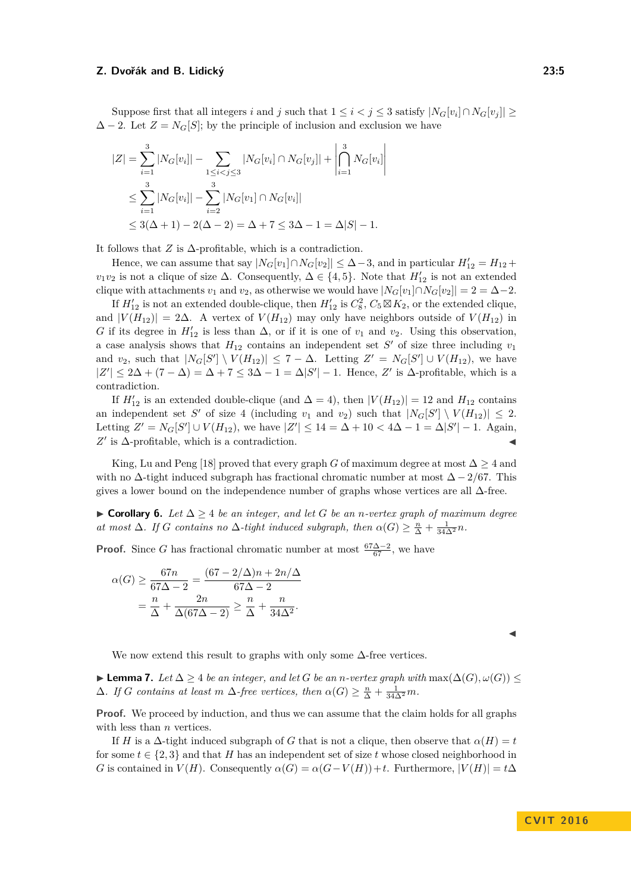Suppose first that all integers $i$ and $j$ such that $1 \le i < j \le 3$ satisfy $|N_G[v_i] \cap N_G[v_j]| \ge \Delta - 2$. Let $Z = N_G[S]$; by the principle of inclusion and exclusion we have

$$\begin{aligned}
|Z| &= \sum_{i=1}^{3} |N_G[v_i]| - \sum_{1\le i<j\le 3} |N_G[v_i] \cap N_G[v_j]| + \left|\bigcap_{i=1}^{3} N_G[v_i]\right| \\
&\le \sum_{i=1}^{3} |N_G[v_i]| - \sum_{i=2}^{3} |N_G[v_1] \cap N_G[v_i]| \\
&\le 3(\Delta+1) - 2(\Delta-2) = \Delta + 7 \le 3\Delta - 1 = \Delta|S| - 1.
\end{aligned}$$

It follows that $Z$ is $\Delta$-profitable, which is a contradiction.

Hence, we can assume that say $|N_G[v_1] \cap N_G[v_2]| \le \Delta - 3$, and in particular $H'_{12} = H_{12} + v_1v_2$ is not a clique of size $\Delta$. Consequently, $\Delta \in \{4, 5\}$. Note that $H'_{12}$ is not an extended clique with attachments $v_1$ and $v_2$, as otherwise we would have $|N_G[v_1] \cap N_G[v_2]| = 2 = \Delta - 2$.

If $H'_{12}$ is not an extended double-clique, then $H'_{12}$ is $C_8^2$, $C_5 \boxtimes K_2$, or the extended clique, and $|V(H_{12})| = 2\Delta$. A vertex of $V(H_{12})$ may only have neighbors outside of $V(H_{12})$ in $G$ if its degree in $H'_{12}$ is less than $\Delta$, or if it is one of $v_1$ and $v_2$. Using this observation, a case analysis shows that $H_{12}$ contains an independent set $S'$ of size three including $v_1$ and $v_2$, such that $|N_G[S'] \setminus V(H_{12})| \le 7 - \Delta$. Letting $Z' = N_G[S'] \cup V(H_{12})$, we have $|Z'| \le 2\Delta + (7 - \Delta) = \Delta + 7 \le 3\Delta - 1 = \Delta|S'| - 1$. Hence, $Z'$ is $\Delta$-profitable, which is a contradiction.

If $H'_{12}$ is an extended double-clique (and $\Delta = 4$), then $|V(H_{12})| = 12$ and $H_{12}$ contains an independent set $S'$ of size 4 (including $v_1$ and $v_2$) such that $|N_G[S'] \setminus V(H_{12})| \le 2$. Letting $Z' = N_G[S'] \cup V(H_{12})$, we have $|Z'| \le 14 = \Delta + 10 < 4\Delta - 1 = \Delta|S'| - 1$. Again, $Z'$ is $\Delta$-profitable, which is a contradiction. ◀

King, Lu and Peng [18] proved that every graph $G$ of maximum degree at most $\Delta \ge 4$ and with no $\Delta$-tight induced subgraph has fractional chromatic number at most $\Delta - 2/67$. This gives a lower bound on the independence number of graphs whose vertices are all $\Delta$-free.

▶ **Corollary 6.** *Let $\Delta \ge 4$ be an integer, and let $G$ be an $n$-vertex graph of maximum degree at most $\Delta$. If $G$ contains no $\Delta$-tight induced subgraph, then $\alpha(G) \ge \frac{n}{\Delta} + \frac{1}{34\Delta^2}n$.*

**Proof.** Since $G$ has fractional chromatic number at most $\frac{67\Delta-2}{67}$, we have

$$\begin{aligned}
\alpha(G) &\ge \frac{67n}{67\Delta - 2} = \frac{(67 - 2/\Delta)n + 2n/\Delta}{67\Delta - 2} \\
&= \frac{n}{\Delta} + \frac{2n}{\Delta(67\Delta - 2)} \ge \frac{n}{\Delta} + \frac{n}{34\Delta^2}.
\end{aligned}$$

◀

We now extend this result to graphs with only some $\Delta$-free vertices.

▶ **Lemma 7.** *Let $\Delta \ge 4$ be an integer, and let $G$ be an $n$-vertex graph with $\max(\Delta(G), \omega(G)) \le \Delta$. If $G$ contains at least $m$ $\Delta$-free vertices, then $\alpha(G) \ge \frac{n}{\Delta} + \frac{1}{34\Delta^2}m$.*

**Proof.** We proceed by induction, and thus we can assume that the claim holds for all graphs with less than $n$ vertices.

If $H$ is a $\Delta$-tight induced subgraph of $G$ that is not a clique, then observe that $\alpha(H) = t$ for some $t \in \{2, 3\}$ and that $H$ has an independent set of size $t$ whose closed neighborhood in $G$ is contained in $V(H)$. Consequently $\alpha(G) = \alpha(G - V(H)) + t$. Furthermore, $|V(H)| = t\Delta$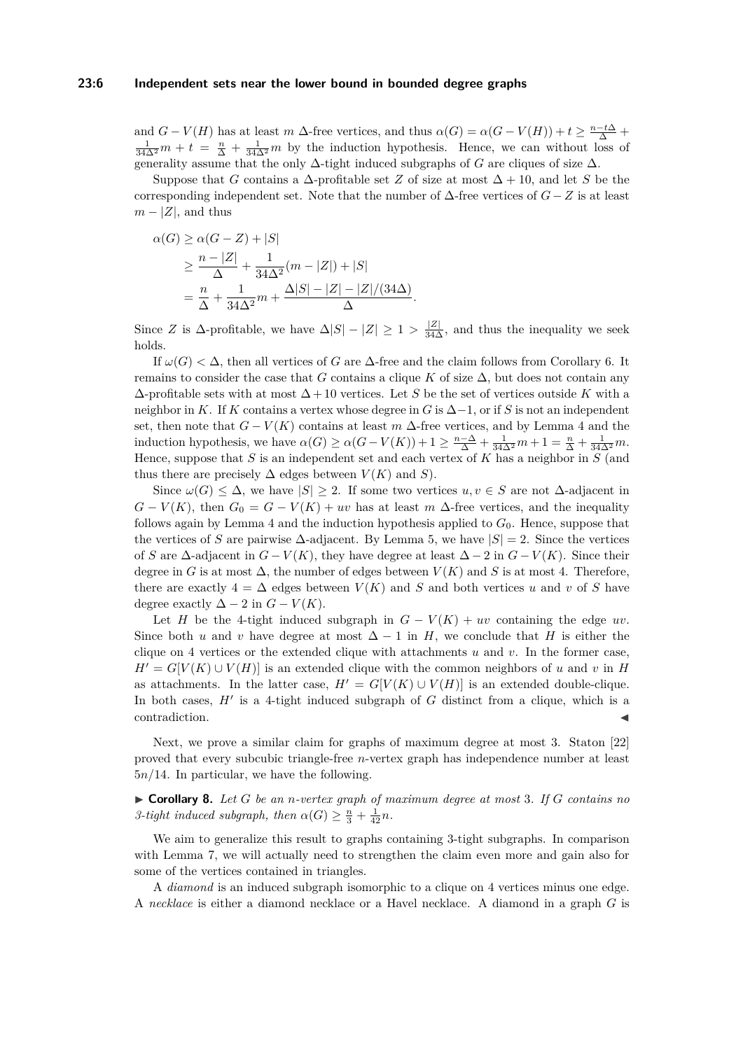and $G - V(H)$ has at least $m$ $\Delta$-free vertices, and thus $\alpha(G) = \alpha(G - V(H)) + t \geq \frac{n-t\Delta}{\Delta} + \frac{1}{34\Delta^2}m + t = \frac{n}{\Delta} + \frac{1}{34\Delta^2}m$ by the induction hypothesis. Hence, we can without loss of generality assume that the only $\Delta$-tight induced subgraphs of $G$ are cliques of size $\Delta$.

Suppose that $G$ contains a $\Delta$-profitable set $Z$ of size at most $\Delta + 10$, and let $S$ be the corresponding independent set. Note that the number of $\Delta$-free vertices of $G - Z$ is at least $m - |Z|$, and thus

$$
\begin{aligned}
\alpha(G) &\geq \alpha(G - Z) + |S| \\
&\geq \frac{n - |Z|}{\Delta} + \frac{1}{34\Delta^2}(m - |Z|) + |S| \\
&= \frac{n}{\Delta} + \frac{1}{34\Delta^2}m + \frac{\Delta|S| - |Z| - |Z|/(34\Delta)}{\Delta}.
\end{aligned}
$$

Since $Z$ is $\Delta$-profitable, we have $\Delta|S| - |Z| \geq 1 > \frac{|Z|}{34\Delta}$, and thus the inequality we seek holds.

If $\omega(G) < \Delta$, then all vertices of $G$ are $\Delta$-free and the claim follows from Corollary 6. It remains to consider the case that $G$ contains a clique $K$ of size $\Delta$, but does not contain any $\Delta$-profitable sets with at most $\Delta + 10$ vertices. Let $S$ be the set of vertices outside $K$ with a neighbor in $K$. If $K$ contains a vertex whose degree in $G$ is $\Delta - 1$, or if $S$ is not an independent set, then note that $G - V(K)$ contains at least $m$ $\Delta$-free vertices, and by Lemma 4 and the induction hypothesis, we have $\alpha(G) \geq \alpha(G - V(K)) + 1 \geq \frac{n-\Delta}{\Delta} + \frac{1}{34\Delta^2}m + 1 = \frac{n}{\Delta} + \frac{1}{34\Delta^2}m$. Hence, suppose that $S$ is an independent set and each vertex of $K$ has a neighbor in $S$ (and thus there are precisely $\Delta$ edges between $V(K)$ and $S$).

Since $\omega(G) \leq \Delta$, we have $|S| \geq 2$. If some two vertices $u, v \in S$ are not $\Delta$-adjacent in $G - V(K)$, then $G_0 = G - V(K) + uv$ has at least $m$ $\Delta$-free vertices, and the inequality follows again by Lemma 4 and the induction hypothesis applied to $G_0$. Hence, suppose that the vertices of $S$ are pairwise $\Delta$-adjacent. By Lemma 5, we have $|S| = 2$. Since the vertices of $S$ are $\Delta$-adjacent in $G - V(K)$, they have degree at least $\Delta - 2$ in $G - V(K)$. Since their degree in $G$ is at most $\Delta$, the number of edges between $V(K)$ and $S$ is at most 4. Therefore, there are exactly $4 = \Delta$ edges between $V(K)$ and $S$ and both vertices $u$ and $v$ of $S$ have degree exactly $\Delta - 2$ in $G - V(K)$.

Let $H$ be the 4-tight induced subgraph in $G - V(K) + uv$ containing the edge $uv$. Since both $u$ and $v$ have degree at most $\Delta - 1$ in $H$, we conclude that $H$ is either the clique on 4 vertices or the extended clique with attachments $u$ and $v$. In the former case, $H' = G[V(K) \cup V(H)]$ is an extended clique with the common neighbors of $u$ and $v$ in $H$ as attachments. In the latter case, $H' = G[V(K) \cup V(H)]$ is an extended double-clique. In both cases, $H'$ is a 4-tight induced subgraph of $G$ distinct from a clique, which is a contradiction. ◀

Next, we prove a similar claim for graphs of maximum degree at most 3. Staton [22] proved that every subcubic triangle-free $n$-vertex graph has independence number at least $5n/14$. In particular, we have the following.

▶ **Corollary 8.** *Let $G$ be an $n$-vertex graph of maximum degree at most 3. If $G$ contains no 3-tight induced subgraph, then $\alpha(G) \geq \frac{n}{3} + \frac{1}{42}n$.*

We aim to generalize this result to graphs containing 3-tight subgraphs. In comparison with Lemma 7, we will actually need to strengthen the claim even more and gain also for some of the vertices contained in triangles.

A *diamond* is an induced subgraph isomorphic to a clique on 4 vertices minus one edge. A *necklace* is either a diamond necklace or a Havel necklace. A diamond in a graph $G$ is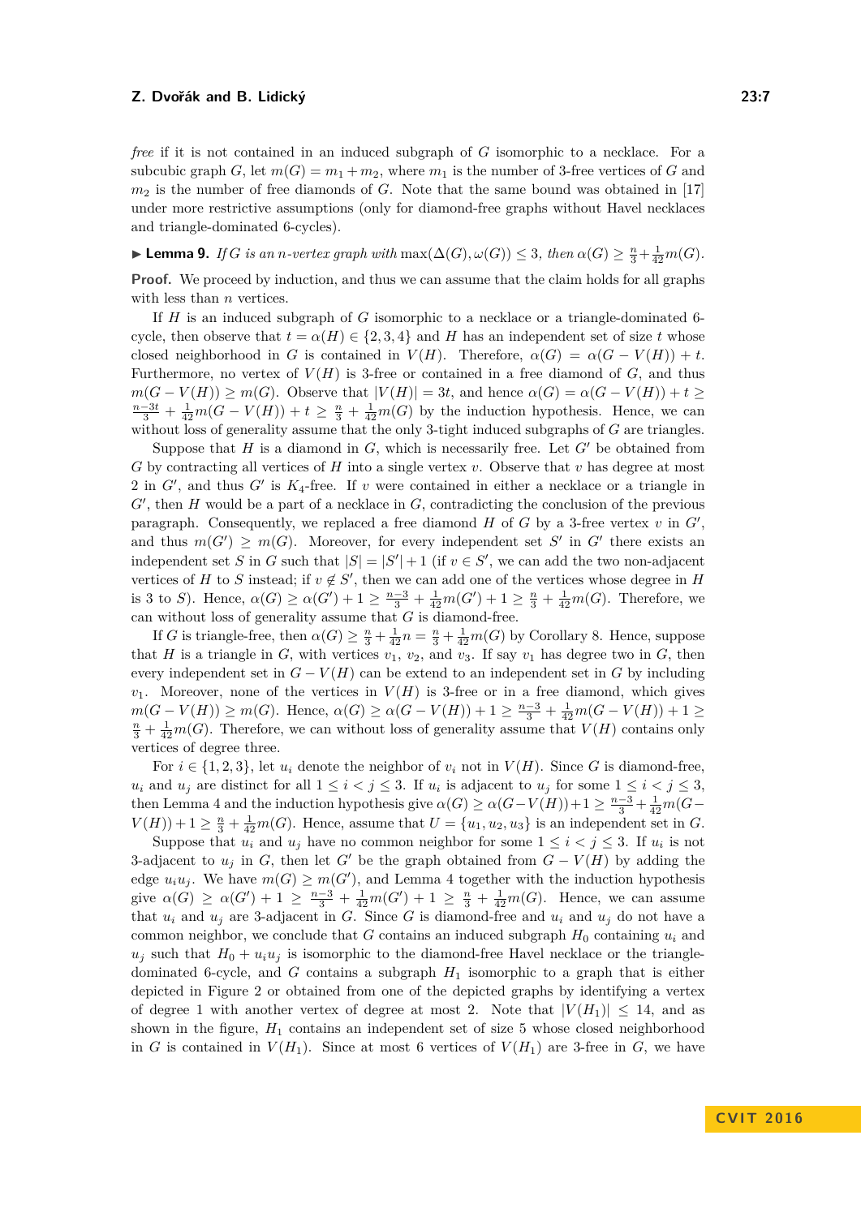*free* if it is not contained in an induced subgraph of $G$ isomorphic to a necklace. For a subcubic graph $G$, let $m(G) = m_1 + m_2$, where $m_1$ is the number of 3-free vertices of $G$ and $m_2$ is the number of free diamonds of $G$. Note that the same bound was obtained in [17] under more restrictive assumptions (only for diamond-free graphs without Havel necklaces and triangle-dominated 6-cycles).

▶ **Lemma 9.** *If $G$ is an $n$-vertex graph with $\max(\Delta(G), \omega(G)) \le 3$, then $\alpha(G) \ge \frac{n}{3} + \frac{1}{42}m(G)$.*

**Proof.** We proceed by induction, and thus we can assume that the claim holds for all graphs with less than $n$ vertices.

If $H$ is an induced subgraph of $G$ isomorphic to a necklace or a triangle-dominated 6-cycle, then observe that $t = \alpha(H) \in \{2, 3, 4\}$ and $H$ has an independent set of size $t$ whose closed neighborhood in $G$ is contained in $V(H)$. Therefore, $\alpha(G) = \alpha(G - V(H)) + t$. Furthermore, no vertex of $V(H)$ is 3-free or contained in a free diamond of $G$, and thus $m(G - V(H)) \ge m(G)$. Observe that $|V(H)| = 3t$, and hence $\alpha(G) = \alpha(G - V(H)) + t \ge \frac{n-3t}{3} + \frac{1}{42}m(G - V(H)) + t \ge \frac{n}{3} + \frac{1}{42}m(G)$ by the induction hypothesis. Hence, we can without loss of generality assume that the only 3-tight induced subgraphs of $G$ are triangles.

Suppose that $H$ is a diamond in $G$, which is necessarily free. Let $G'$ be obtained from $G$ by contracting all vertices of $H$ into a single vertex $v$. Observe that $v$ has degree at most 2 in $G'$, and thus $G'$ is $K_4$-free. If $v$ were contained in either a necklace or a triangle in $G'$, then $H$ would be a part of a necklace in $G$, contradicting the conclusion of the previous paragraph. Consequently, we replaced a free diamond $H$ of $G$ by a 3-free vertex $v$ in $G'$, and thus $m(G') \ge m(G)$. Moreover, for every independent set $S'$ in $G'$ there exists an independent set $S$ in $G$ such that $|S| = |S'| + 1$ (if $v \in S'$, we can add the two non-adjacent vertices of $H$ to $S$ instead; if $v \notin S'$, then we can add one of the vertices whose degree in $H$ is 3 to $S$). Hence, $\alpha(G) \ge \alpha(G') + 1 \ge \frac{n-3}{3} + \frac{1}{42}m(G') + 1 \ge \frac{n}{3} + \frac{1}{42}m(G)$. Therefore, we can without loss of generality assume that $G$ is diamond-free.

If $G$ is triangle-free, then $\alpha(G) \ge \frac{n}{3} + \frac{1}{42}n = \frac{n}{3} + \frac{1}{42}m(G)$ by Corollary 8. Hence, suppose that $H$ is a triangle in $G$, with vertices $v_1$, $v_2$, and $v_3$. If say $v_1$ has degree two in $G$, then every independent set in $G - V(H)$ can be extend to an independent set in $G$ by including $v_1$. Moreover, none of the vertices in $V(H)$ is 3-free or in a free diamond, which gives $m(G - V(H)) \ge m(G)$. Hence, $\alpha(G) \ge \alpha(G - V(H)) + 1 \ge \frac{n-3}{3} + \frac{1}{42}m(G - V(H)) + 1 \ge \frac{n}{3} + \frac{1}{42}m(G)$. Therefore, we can without loss of generality assume that $V(H)$ contains only vertices of degree three.

For $i \in \{1, 2, 3\}$, let $u_i$ denote the neighbor of $v_i$ not in $V(H)$. Since $G$ is diamond-free, $u_i$ and $u_j$ are distinct for all $1 \le i < j \le 3$. If $u_i$ is adjacent to $u_j$ for some $1 \le i < j \le 3$, then Lemma 4 and the induction hypothesis give $\alpha(G) \ge \alpha(G - V(H)) + 1 \ge \frac{n-3}{3} + \frac{1}{42}m(G - V(H)) + 1 \ge \frac{n}{3} + \frac{1}{42}m(G)$. Hence, assume that $U = \{u_1, u_2, u_3\}$ is an independent set in $G$.

Suppose that $u_i$ and $u_j$ have no common neighbor for some $1 \le i < j \le 3$. If $u_i$ is not 3-adjacent to $u_j$ in $G$, then let $G'$ be the graph obtained from $G - V(H)$ by adding the edge $u_iu_j$. We have $m(G) \ge m(G')$, and Lemma 4 together with the induction hypothesis give $\alpha(G) \ge \alpha(G') + 1 \ge \frac{n-3}{3} + \frac{1}{42}m(G') + 1 \ge \frac{n}{3} + \frac{1}{42}m(G)$. Hence, we can assume that $u_i$ and $u_j$ are 3-adjacent in $G$. Since $G$ is diamond-free and $u_i$ and $u_j$ do not have a common neighbor, we conclude that $G$ contains an induced subgraph $H_0$ containing $u_i$ and $u_j$ such that $H_0 + u_iu_j$ is isomorphic to the diamond-free Havel necklace or the triangle-dominated 6-cycle, and $G$ contains a subgraph $H_1$ isomorphic to a graph that is either depicted in Figure 2 or obtained from one of the depicted graphs by identifying a vertex of degree 1 with another vertex of degree at most 2. Note that $|V(H_1)| \le 14$, and as shown in the figure, $H_1$ contains an independent set of size 5 whose closed neighborhood in $G$ is contained in $V(H_1)$. Since at most 6 vertices of $V(H_1)$ are 3-free in $G$, we have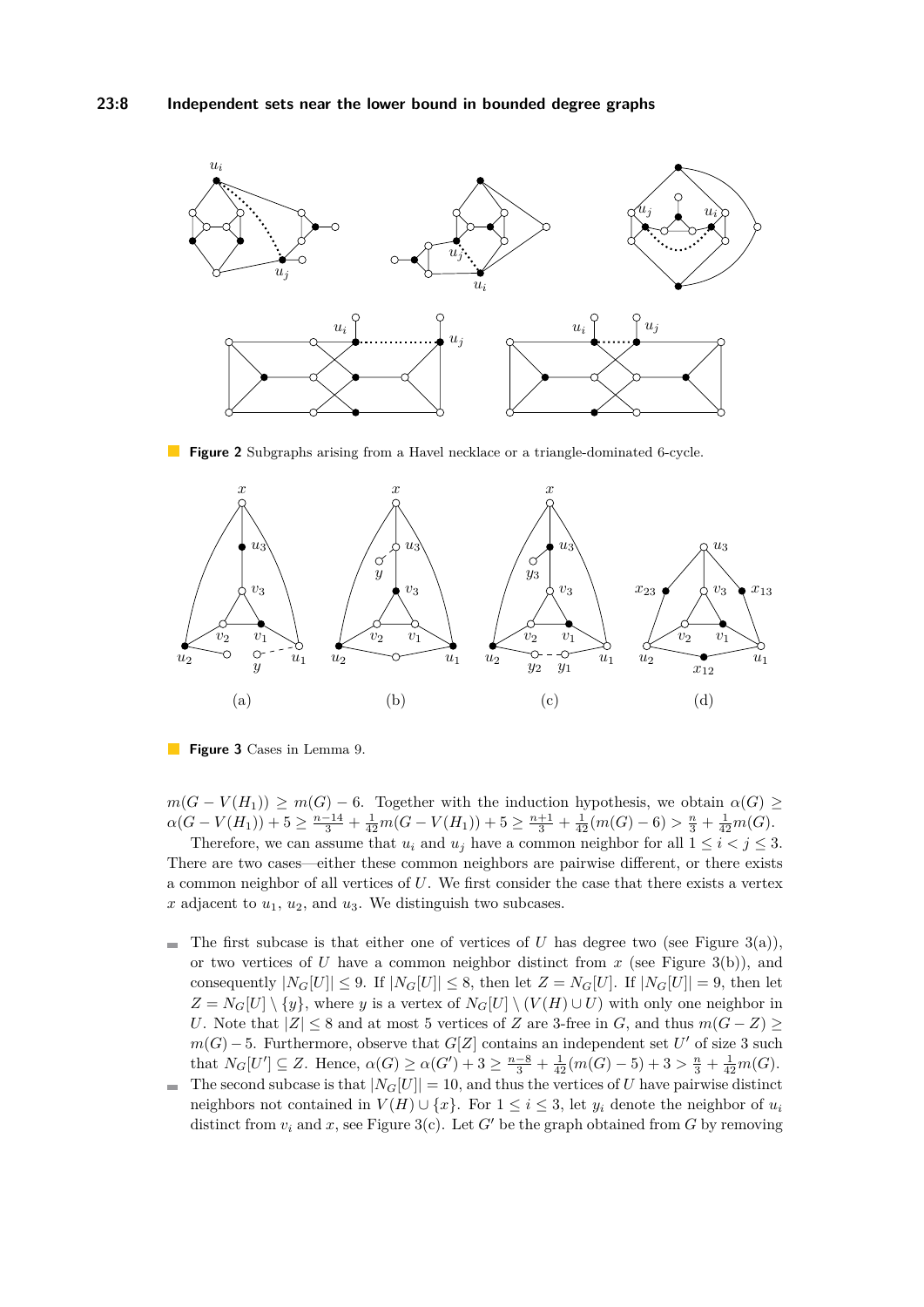**Figure 2** Subgraphs arising from a Havel necklace or a triangle-dominated 6-cycle.

**Figure 3** Cases in Lemma 9.

$m(G - V(H_1)) \geq m(G) - 6$. Together with the induction hypothesis, we obtain $\alpha(G) \geq \alpha(G - V(H_1)) + 5 \geq \frac{n-14}{3} + \frac{1}{42}m(G - V(H_1)) + 5 \geq \frac{n+1}{3} + \frac{1}{42}(m(G) - 6) > \frac{n}{3} + \frac{1}{42}m(G)$.

Therefore, we can assume that $u_i$ and $u_j$ have a common neighbor for all $1 \leq i < j \leq 3$. There are two cases—either these common neighbors are pairwise different, or there exists a common neighbor of all vertices of $U$. We first consider the case that there exists a vertex $x$ adjacent to $u_1$, $u_2$, and $u_3$. We distinguish two subcases.

- The first subcase is that either one of vertices of $U$ has degree two (see Figure 3(a)), or two vertices of $U$ have a common neighbor distinct from $x$ (see Figure 3(b)), and consequently $|N_G[U]| \leq 9$. If $|N_G[U]| \leq 8$, then let $Z = N_G[U]$. If $|N_G[U]| = 9$, then let $Z = N_G[U] \setminus \{y\}$, where $y$ is a vertex of $N_G[U] \setminus (V(H) \cup U)$ with only one neighbor in $U$. Note that $|Z| \leq 8$ and at most 5 vertices of $Z$ are 3-free in $G$, and thus $m(G - Z) \geq m(G) - 5$. Furthermore, observe that $G[Z]$ contains an independent set $U'$ of size 3 such that $N_G[U'] \subseteq Z$. Hence, $\alpha(G) \geq \alpha(G') + 3 \geq \frac{n-8}{3} + \frac{1}{42}(m(G) - 5) + 3 > \frac{n}{3} + \frac{1}{42}m(G)$.
- The second subcase is that $|N_G[U]| = 10$, and thus the vertices of $U$ have pairwise distinct neighbors not contained in $V(H) \cup \{x\}$. For $1 \leq i \leq 3$, let $y_i$ denote the neighbor of $u_i$ distinct from $v_i$ and $x$, see Figure 3(c). Let $G'$ be the graph obtained from $G$ by removing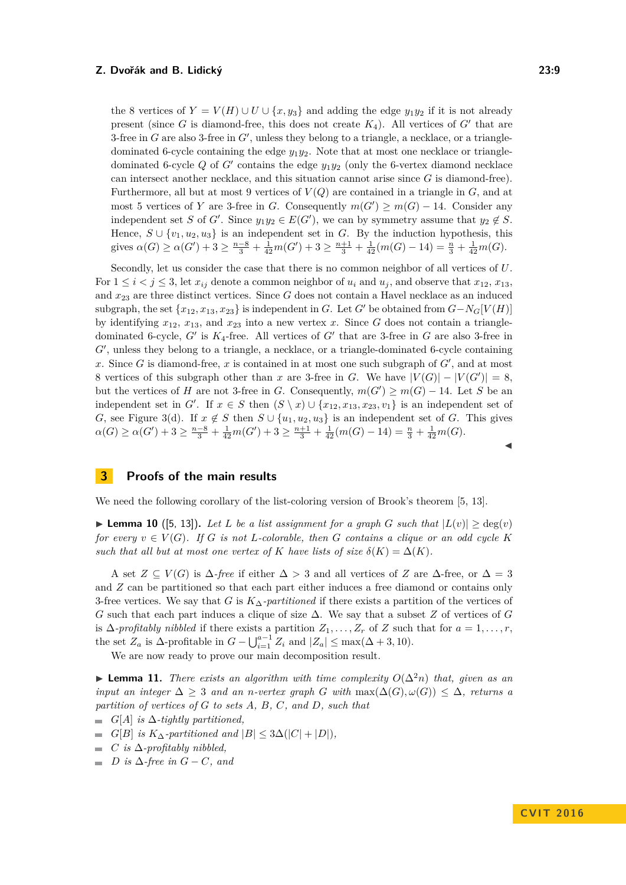the 8 vertices of $Y = V(H) \cup U \cup \{x, y_3\}$ and adding the edge $y_1y_2$ if it is not already present (since $G$ is diamond-free, this does not create $K_4$). All vertices of $G'$ that are 3-free in $G$ are also 3-free in $G'$, unless they belong to a triangle, a necklace, or a triangle-dominated 6-cycle containing the edge $y_1y_2$. Note that at most one necklace or triangle-dominated 6-cycle $Q$ of $G'$ contains the edge $y_1y_2$ (only the 6-vertex diamond necklace can intersect another necklace, and this situation cannot arise since $G$ is diamond-free). Furthermore, all but at most 9 vertices of $V(Q)$ are contained in a triangle in $G$, and at most 5 vertices of $Y$ are 3-free in $G$. Consequently $m(G') \geq m(G) - 14$. Consider any independent set $S$ of $G'$. Since $y_1y_2 \in E(G')$, we can by symmetry assume that $y_2 \notin S$. Hence, $S \cup \{v_1, u_2, u_3\}$ is an independent set in $G$. By the induction hypothesis, this gives $\alpha(G) \geq \alpha(G') + 3 \geq \frac{n-8}{3} + \frac{1}{42}m(G') + 3 \geq \frac{n+1}{3} + \frac{1}{42}(m(G) - 14) = \frac{n}{3} + \frac{1}{42}m(G)$.

Secondly, let us consider the case that there is no common neighbor of all vertices of $U$. For $1 \leq i < j \leq 3$, let $x_{ij}$ denote a common neighbor of $u_i$ and $u_j$, and observe that $x_{12}$, $x_{13}$, and $x_{23}$ are three distinct vertices. Since $G$ does not contain a Havel necklace as an induced subgraph, the set $\{x_{12}, x_{13}, x_{23}\}$ is independent in $G$. Let $G'$ be obtained from $G - N_G[V(H)]$ by identifying $x_{12}$, $x_{13}$, and $x_{23}$ into a new vertex $x$. Since $G$ does not contain a triangle-dominated 6-cycle, $G'$ is $K_4$-free. All vertices of $G'$ that are 3-free in $G$ are also 3-free in $G'$, unless they belong to a triangle, a necklace, or a triangle-dominated 6-cycle containing $x$. Since $G$ is diamond-free, $x$ is contained in at most one such subgraph of $G'$, and at most 8 vertices of this subgraph other than $x$ are 3-free in $G$. We have $|V(G)| - |V(G')| = 8$, but the vertices of $H$ are not 3-free in $G$. Consequently, $m(G') \geq m(G) - 14$. Let $S$ be an independent set in $G'$. If $x \in S$ then $(S \setminus x) \cup \{x_{12}, x_{13}, x_{23}, v_1\}$ is an independent set of $G$, see Figure 3(d). If $x \notin S$ then $S \cup \{u_1, u_2, u_3\}$ is an independent set of $G$. This gives $\alpha(G) \geq \alpha(G') + 3 \geq \frac{n-8}{3} + \frac{1}{42}m(G') + 3 \geq \frac{n+1}{3} + \frac{1}{42}(m(G) - 14) = \frac{n}{3} + \frac{1}{42}m(G)$. ◀

## 3 Proofs of the main results

We need the following corollary of the list-coloring version of Brook's theorem [5, 13].

▶ **Lemma 10** ([5, 13]). *Let $L$ be a list assignment for a graph $G$ such that $|L(v)| \geq \deg(v)$ for every $v \in V(G)$. If $G$ is not $L$-colorable, then $G$ contains a clique or an odd cycle $K$ such that all but at most one vertex of $K$ have lists of size $\delta(K) = \Delta(K)$.*

A set $Z \subseteq V(G)$ is *$\Delta$-free* if either $\Delta > 3$ and all vertices of $Z$ are $\Delta$-free, or $\Delta = 3$ and $Z$ can be partitioned so that each part either induces a free diamond or contains only 3-free vertices. We say that $G$ is *$K_\Delta$-partitioned* if there exists a partition of the vertices of $G$ such that each part induces a clique of size $\Delta$. We say that a subset $Z$ of vertices of $G$ is *$\Delta$-profitably nibbled* if there exists a partition $Z_1, \ldots, Z_r$ of $Z$ such that for $a = 1, \ldots, r$, the set $Z_a$ is $\Delta$-profitable in $G - \bigcup_{i=1}^{a-1} Z_i$ and $|Z_a| \leq \max(\Delta + 3, 10)$.

We are now ready to prove our main decomposition result.

▶ **Lemma 11.** *There exists an algorithm with time complexity $O(\Delta^2 n)$ that, given as an input an integer $\Delta \geq 3$ and an $n$-vertex graph $G$ with $\max(\Delta(G), \omega(G)) \leq \Delta$, returns a partition of vertices of $G$ to sets $A$, $B$, $C$, and $D$, such that*

- *$G[A]$ is $\Delta$-tightly partitioned,*
- *$G[B]$ is $K_\Delta$-partitioned and $|B| \leq 3\Delta(|C| + |D|)$,*
- *$C$ is $\Delta$-profitably nibbled,*
- *$D$ is $\Delta$-free in $G - C$, and*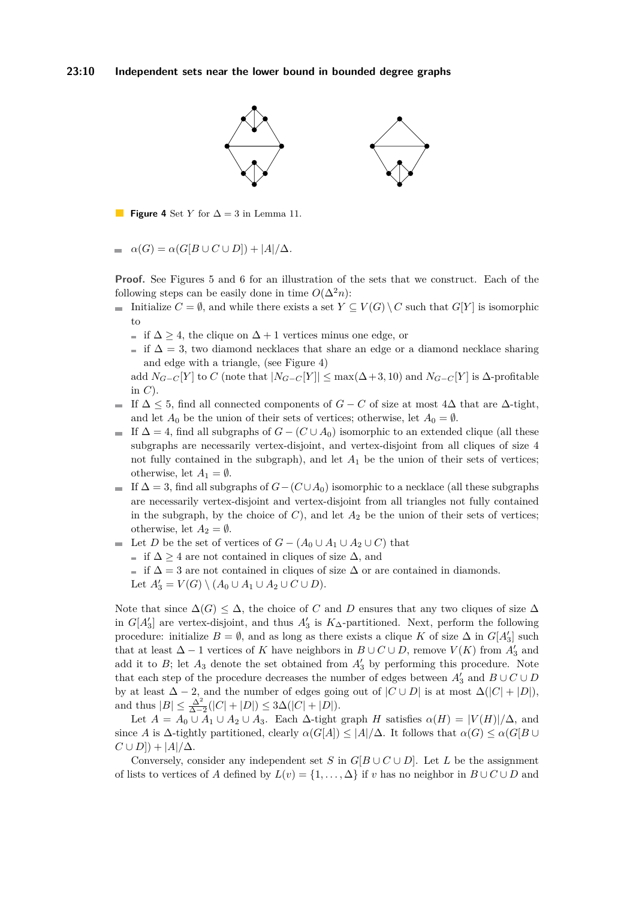**Figure 4** Set $Y$ for $\Delta = 3$ in Lemma 11.

- $\alpha(G) = \alpha(G[B \cup C \cup D]) + |A|/\Delta$.

**Proof.** See Figures 5 and 6 for an illustration of the sets that we construct. Each of the following steps can be easily done in time $O(\Delta^2 n)$:

- Initialize $C = \emptyset$, and while there exists a set $Y \subseteq V(G) \setminus C$ such that $G[Y]$ is isomorphic to
  - if $\Delta \geq 4$, the clique on $\Delta + 1$ vertices minus one edge, or
  - if $\Delta = 3$, two diamond necklaces that share an edge or a diamond necklace sharing and edge with a triangle, (see Figure 4)

  add $N_{G-C}[Y]$ to $C$ (note that $|N_{G-C}[Y]| \leq \max(\Delta+3, 10)$ and $N_{G-C}[Y]$ is $\Delta$-profitable in $C$).
- If $\Delta \leq 5$, find all connected components of $G - C$ of size at most $4\Delta$ that are $\Delta$-tight, and let $A_0$ be the union of their sets of vertices; otherwise, let $A_0 = \emptyset$.
- If $\Delta = 4$, find all subgraphs of $G - (C \cup A_0)$ isomorphic to an extended clique (all these subgraphs are necessarily vertex-disjoint, and vertex-disjoint from all cliques of size 4 not fully contained in the subgraph), and let $A_1$ be the union of their sets of vertices; otherwise, let $A_1 = \emptyset$.
- If $\Delta = 3$, find all subgraphs of $G - (C \cup A_0)$ isomorphic to a necklace (all these subgraphs are necessarily vertex-disjoint and vertex-disjoint from all triangles not fully contained in the subgraph, by the choice of $C$), and let $A_2$ be the union of their sets of vertices; otherwise, let $A_2 = \emptyset$.
- Let $D$ be the set of vertices of $G - (A_0 \cup A_1 \cup A_2 \cup C)$ that
  - if $\Delta \geq 4$ are not contained in cliques of size $\Delta$, and
  - if $\Delta = 3$ are not contained in cliques of size $\Delta$ or are contained in diamonds.

  Let $A_3' = V(G) \setminus (A_0 \cup A_1 \cup A_2 \cup C \cup D)$.

Note that since $\Delta(G) \leq \Delta$, the choice of $C$ and $D$ ensures that any two cliques of size $\Delta$ in $G[A_3']$ are vertex-disjoint, and thus $A_3'$ is $K_\Delta$-partitioned. Next, perform the following procedure: initialize $B = \emptyset$, and as long as there exists a clique $K$ of size $\Delta$ in $G[A_3']$ such that at least $\Delta - 1$ vertices of $K$ have neighbors in $B \cup C \cup D$, remove $V(K)$ from $A_3'$ and add it to $B$; let $A_3$ denote the set obtained from $A_3'$ by performing this procedure. Note that each step of the procedure decreases the number of edges between $A_3'$ and $B \cup C \cup D$ by at least $\Delta - 2$, and the number of edges going out of $|C \cup D|$ is at most $\Delta(|C| + |D|)$, and thus $|B| \leq \frac{\Delta^2}{\Delta - 2}(|C| + |D|) \leq 3\Delta(|C| + |D|)$.

Let $A = A_0 \cup A_1 \cup A_2 \cup A_3$. Each $\Delta$-tight graph $H$ satisfies $\alpha(H) = |V(H)|/\Delta$, and since $A$ is $\Delta$-tightly partitioned, clearly $\alpha(G[A]) \leq |A|/\Delta$. It follows that $\alpha(G) \leq \alpha(G[B \cup C \cup D]) + |A|/\Delta$.

Conversely, consider any independent set $S$ in $G[B \cup C \cup D]$. Let $L$ be the assignment of lists to vertices of $A$ defined by $L(v) = \{1, \ldots, \Delta\}$ if $v$ has no neighbor in $B \cup C \cup D$ and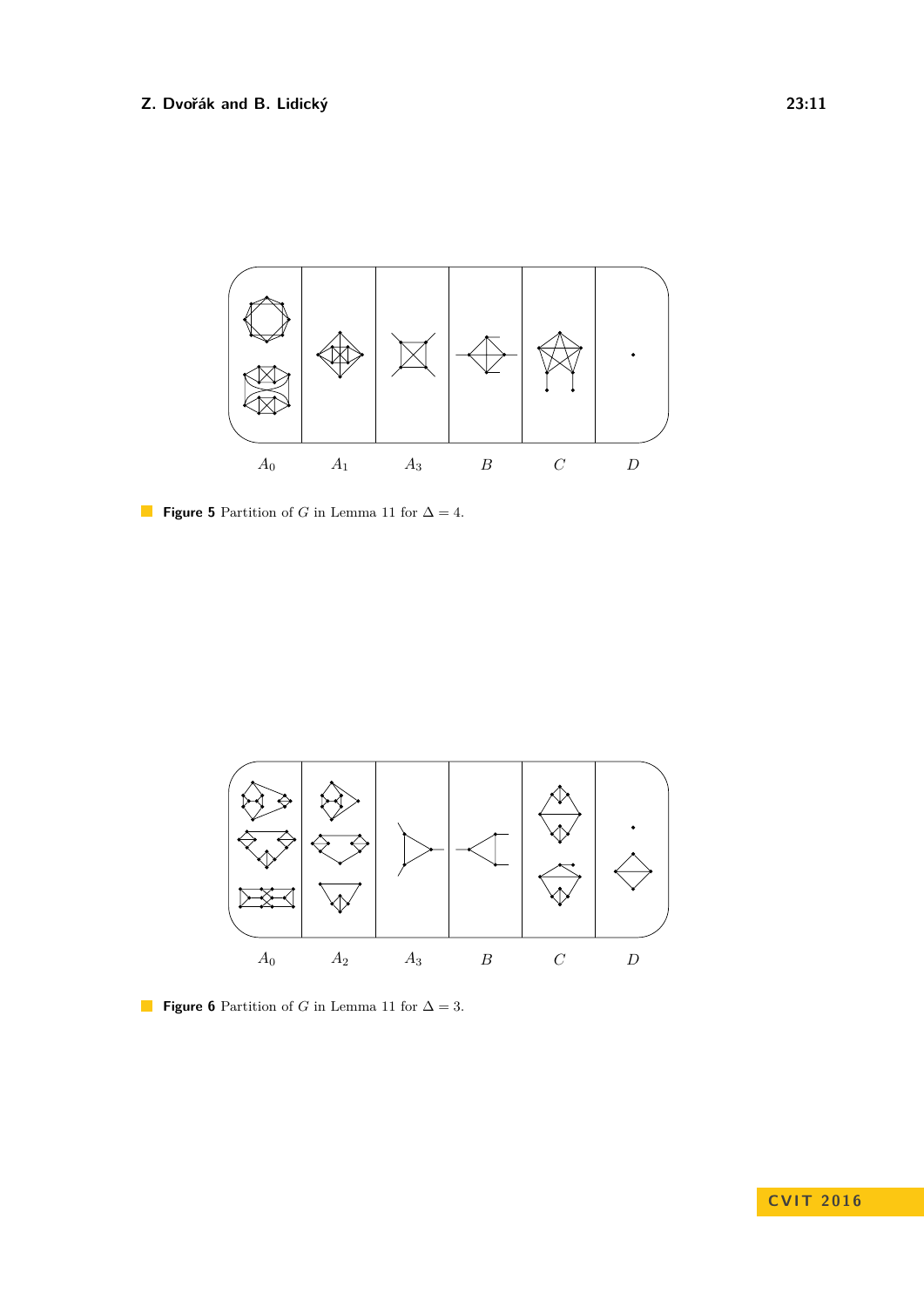$A_0$ $A_1$ $A_3$ $B$ $C$ $D$

**Figure 5** Partition of $G$ in Lemma 11 for $\Delta = 4$.

$A_0$ $A_2$ $A_3$ $B$ $C$ $D$

**Figure 6** Partition of $G$ in Lemma 11 for $\Delta = 3$.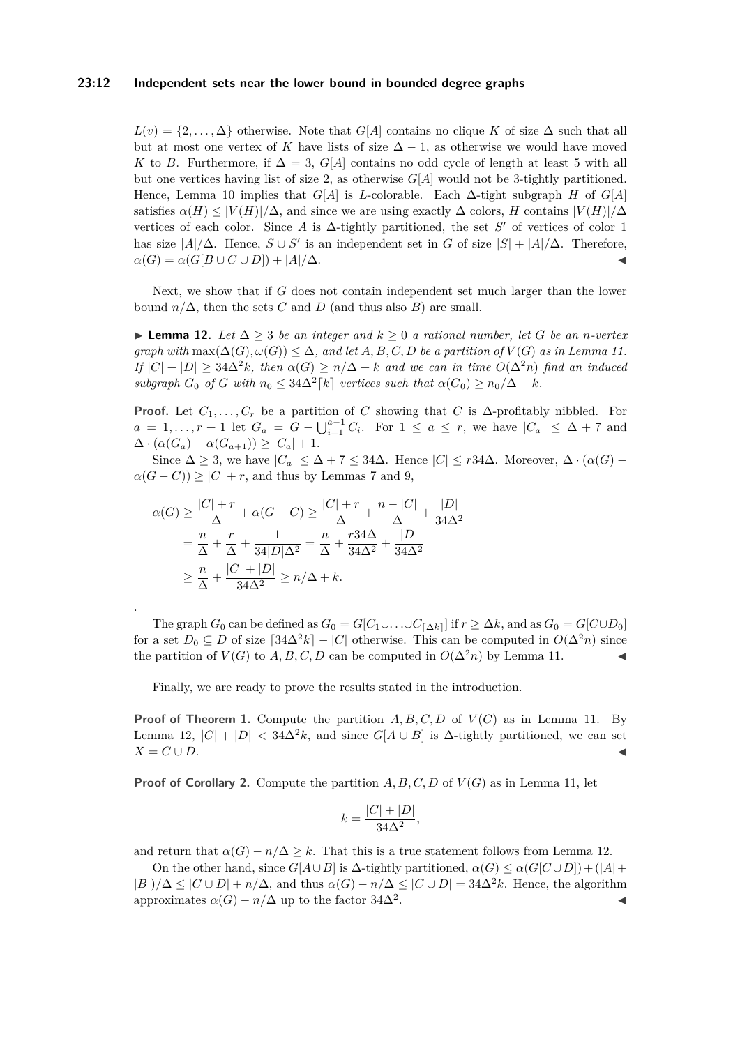$L(v) = \{2, \ldots, \Delta\}$ otherwise. Note that $G[A]$ contains no clique $K$ of size $\Delta$ such that all but at most one vertex of $K$ have lists of size $\Delta - 1$, as otherwise we would have moved $K$ to $B$. Furthermore, if $\Delta = 3$, $G[A]$ contains no odd cycle of length at least 5 with all but one vertices having list of size 2, as otherwise $G[A]$ would not be 3-tightly partitioned. Hence, Lemma 10 implies that $G[A]$ is $L$-colorable. Each $\Delta$-tight subgraph $H$ of $G[A]$ satisfies $\alpha(H) \le |V(H)|/\Delta$, and since we are using exactly $\Delta$ colors, $H$ contains $|V(H)|/\Delta$ vertices of each color. Since $A$ is $\Delta$-tightly partitioned, the set $S'$ of vertices of color 1 has size $|A|/\Delta$. Hence, $S \cup S'$ is an independent set in $G$ of size $|S| + |A|/\Delta$. Therefore, $\alpha(G) = \alpha(G[B \cup C \cup D]) + |A|/\Delta$. ◀

Next, we show that if $G$ does not contain independent set much larger than the lower bound $n/\Delta$, then the sets $C$ and $D$ (and thus also $B$) are small.

▶ **Lemma 12.** *Let $\Delta \ge 3$ be an integer and $k \ge 0$ a rational number, let $G$ be an $n$-vertex graph with $\max(\Delta(G), \omega(G)) \le \Delta$, and let $A, B, C, D$ be a partition of $V(G)$ as in Lemma 11. If $|C| + |D| \ge 34\Delta^2 k$, then $\alpha(G) \ge n/\Delta + k$ and we can in time $O(\Delta^2 n)$ find an induced subgraph $G_0$ of $G$ with $n_0 \le 34\Delta^2\lceil k\rceil$ vertices such that $\alpha(G_0) \ge n_0/\Delta + k$.*

**Proof.** Let $C_1, \ldots, C_r$ be a partition of $C$ showing that $C$ is $\Delta$-profitably nibbled. For $a = 1, \ldots, r+1$ let $G_a = G - \bigcup_{i=1}^{a-1} C_i$. For $1 \le a \le r$, we have $|C_a| \le \Delta + 7$ and $\Delta \cdot (\alpha(G_a) - \alpha(G_{a+1})) \ge |C_a| + 1$.

Since $\Delta \ge 3$, we have $|C_a| \le \Delta + 7 \le 34\Delta$. Hence $|C| \le r34\Delta$. Moreover, $\Delta \cdot (\alpha(G) - \alpha(G - C)) \ge |C| + r$, and thus by Lemmas 7 and 9,

$$
\begin{aligned}
\alpha(G) &\ge \frac{|C| + r}{\Delta} + \alpha(G - C) \ge \frac{|C| + r}{\Delta} + \frac{n - |C|}{\Delta} + \frac{|D|}{34\Delta^2} \\
&= \frac{n}{\Delta} + \frac{r}{\Delta} + \frac{1}{34|D|\Delta^2} = \frac{n}{\Delta} + \frac{r34\Delta}{34\Delta^2} + \frac{|D|}{34\Delta^2} \\
&\ge \frac{n}{\Delta} + \frac{|C| + |D|}{34\Delta^2} \ge n/\Delta + k.
\end{aligned}
$$

.

The graph $G_0$ can be defined as $G_0 = G[C_1 \cup \ldots \cup C_{\lceil \Delta k\rceil}]$ if $r \ge \Delta k$, and as $G_0 = G[C \cup D_0]$ for a set $D_0 \subseteq D$ of size $\lceil 34\Delta^2 k\rceil - |C|$ otherwise. This can be computed in $O(\Delta^2 n)$ since the partition of $V(G)$ to $A, B, C, D$ can be computed in $O(\Delta^2 n)$ by Lemma 11. ◀

Finally, we are ready to prove the results stated in the introduction.

**Proof of Theorem 1.** Compute the partition $A, B, C, D$ of $V(G)$ as in Lemma 11. By Lemma 12, $|C| + |D| < 34\Delta^2 k$, and since $G[A \cup B]$ is $\Delta$-tightly partitioned, we can set $X = C \cup D$. ◀

**Proof of Corollary 2.** Compute the partition $A, B, C, D$ of $V(G)$ as in Lemma 11, let

$$
k = \frac{|C| + |D|}{34\Delta^2},
$$

and return that $\alpha(G) - n/\Delta \ge k$. That this is a true statement follows from Lemma 12.

On the other hand, since $G[A \cup B]$ is $\Delta$-tightly partitioned, $\alpha(G) \le \alpha(G[C \cup D]) + (|A| + |B|)/\Delta \le |C \cup D| + n/\Delta$, and thus $\alpha(G) - n/\Delta \le |C \cup D| = 34\Delta^2 k$. Hence, the algorithm approximates $\alpha(G) - n/\Delta$ up to the factor $34\Delta^2$. ◀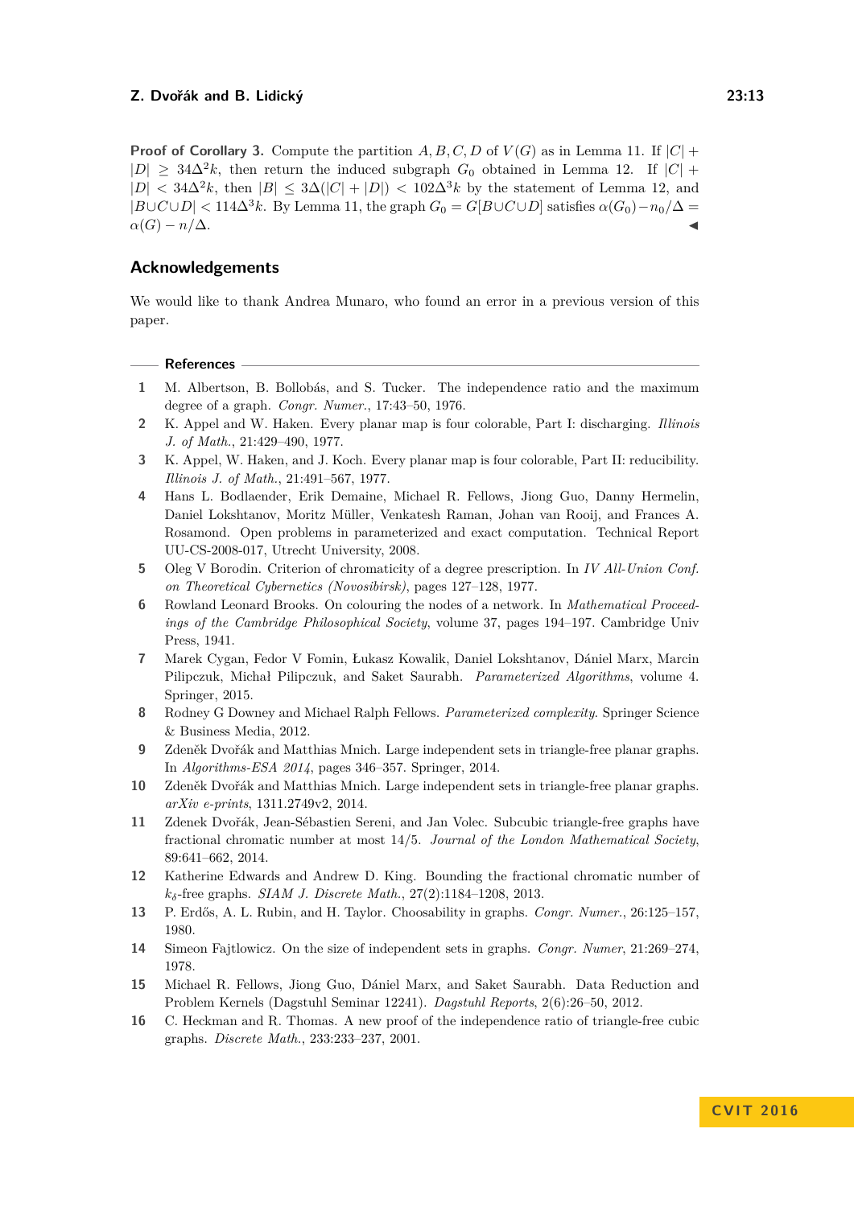**Proof of Corollary 3.** Compute the partition $A, B, C, D$ of $V(G)$ as in Lemma 11. If $|C| + |D| \geq 34\Delta^2 k$, then return the induced subgraph $G_0$ obtained in Lemma 12. If $|C| + |D| < 34\Delta^2 k$, then $|B| \leq 3\Delta(|C| + |D|) < 102\Delta^3 k$ by the statement of Lemma 12, and $|B \cup C \cup D| < 114\Delta^3 k$. By Lemma 11, the graph $G_0 = G[B \cup C \cup D]$ satisfies $\alpha(G_0) - n_0/\Delta = \alpha(G) - n/\Delta$. ◀

## Acknowledgements

We would like to thank Andrea Munaro, who found an error in a previous version of this paper.

## References

1. M. Albertson, B. Bollobás, and S. Tucker. The independence ratio and the maximum degree of a graph. *Congr. Numer.*, 17:43–50, 1976.
2. K. Appel and W. Haken. Every planar map is four colorable, Part I: discharging. *Illinois J. of Math.*, 21:429–490, 1977.
3. K. Appel, W. Haken, and J. Koch. Every planar map is four colorable, Part II: reducibility. *Illinois J. of Math.*, 21:491–567, 1977.
4. Hans L. Bodlaender, Erik Demaine, Michael R. Fellows, Jiong Guo, Danny Hermelin, Daniel Lokshtanov, Moritz Müller, Venkatesh Raman, Johan van Rooij, and Frances A. Rosamond. Open problems in parameterized and exact computation. Technical Report UU-CS-2008-017, Utrecht University, 2008.
5. Oleg V Borodin. Criterion of chromaticity of a degree prescription. In *IV All-Union Conf. on Theoretical Cybernetics (Novosibirsk)*, pages 127–128, 1977.
6. Rowland Leonard Brooks. On colouring the nodes of a network. In *Mathematical Proceedings of the Cambridge Philosophical Society*, volume 37, pages 194–197. Cambridge Univ Press, 1941.
7. Marek Cygan, Fedor V Fomin, Łukasz Kowalik, Daniel Lokshtanov, Dániel Marx, Marcin Pilipczuk, Michał Pilipczuk, and Saket Saurabh. *Parameterized Algorithms*, volume 4. Springer, 2015.
8. Rodney G Downey and Michael Ralph Fellows. *Parameterized complexity*. Springer Science & Business Media, 2012.
9. Zdeněk Dvořák and Matthias Mnich. Large independent sets in triangle-free planar graphs. In *Algorithms-ESA 2014*, pages 346–357. Springer, 2014.
10. Zdeněk Dvořák and Matthias Mnich. Large independent sets in triangle-free planar graphs. *arXiv e-prints*, 1311.2749v2, 2014.
11. Zdenek Dvořák, Jean-Sébastien Sereni, and Jan Volec. Subcubic triangle-free graphs have fractional chromatic number at most 14/5. *Journal of the London Mathematical Society*, 89:641–662, 2014.
12. Katherine Edwards and Andrew D. King. Bounding the fractional chromatic number of $k_\delta$-free graphs. *SIAM J. Discrete Math.*, 27(2):1184–1208, 2013.
13. P. Erdős, A. L. Rubin, and H. Taylor. Choosability in graphs. *Congr. Numer.*, 26:125–157, 1980.
14. Simeon Fajtlowicz. On the size of independent sets in graphs. *Congr. Numer*, 21:269–274, 1978.
15. Michael R. Fellows, Jiong Guo, Dániel Marx, and Saket Saurabh. Data Reduction and Problem Kernels (Dagstuhl Seminar 12241). *Dagstuhl Reports*, 2(6):26–50, 2012.
16. C. Heckman and R. Thomas. A new proof of the independence ratio of triangle-free cubic graphs. *Discrete Math.*, 233:233–237, 2001.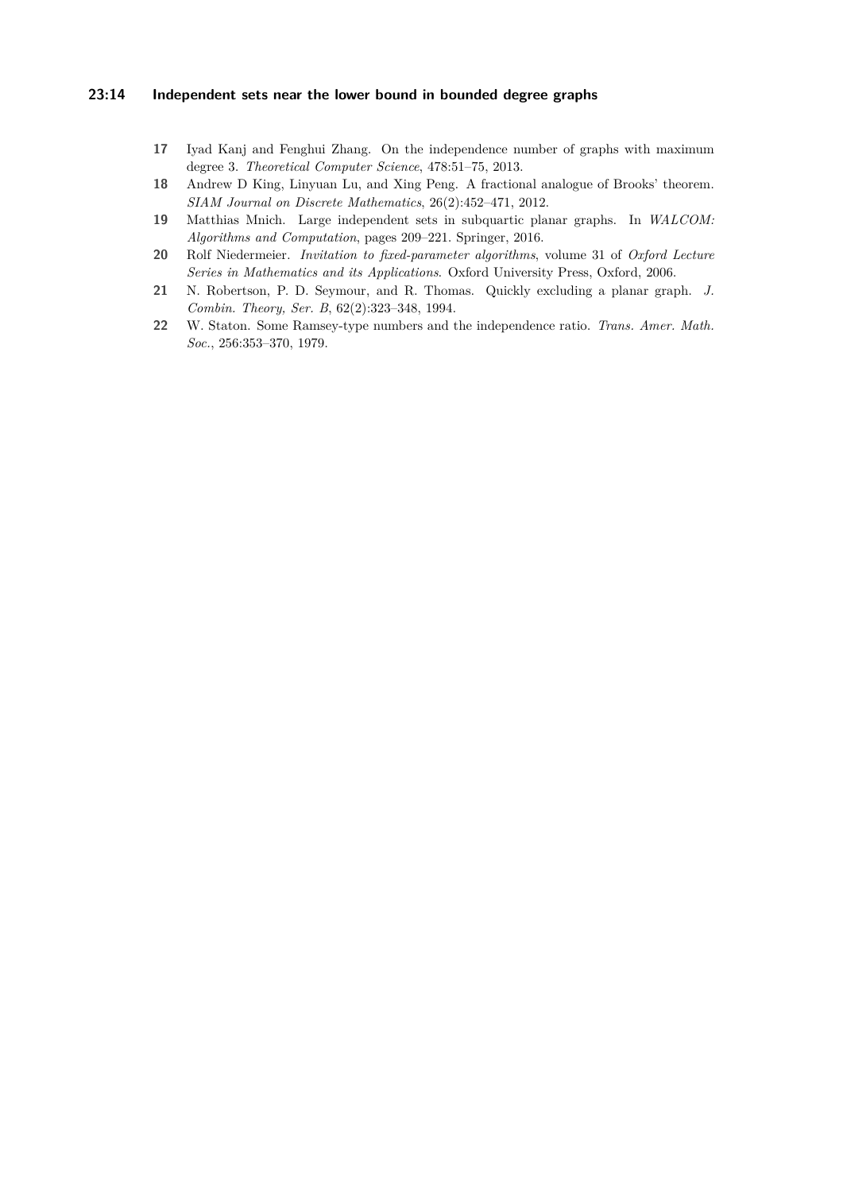17 Iyad Kanj and Fenghui Zhang. On the independence number of graphs with maximum degree 3. *Theoretical Computer Science*, 478:51–75, 2013.

18 Andrew D King, Linyuan Lu, and Xing Peng. A fractional analogue of Brooks' theorem. *SIAM Journal on Discrete Mathematics*, 26(2):452–471, 2012.

19 Matthias Mnich. Large independent sets in subquartic planar graphs. In *WALCOM: Algorithms and Computation*, pages 209–221. Springer, 2016.

20 Rolf Niedermeier. *Invitation to fixed-parameter algorithms*, volume 31 of *Oxford Lecture Series in Mathematics and its Applications*. Oxford University Press, Oxford, 2006.

21 N. Robertson, P. D. Seymour, and R. Thomas. Quickly excluding a planar graph. *J. Combin. Theory, Ser. B*, 62(2):323–348, 1994.

22 W. Staton. Some Ramsey-type numbers and the independence ratio. *Trans. Amer. Math. Soc.*, 256:353–370, 1979.